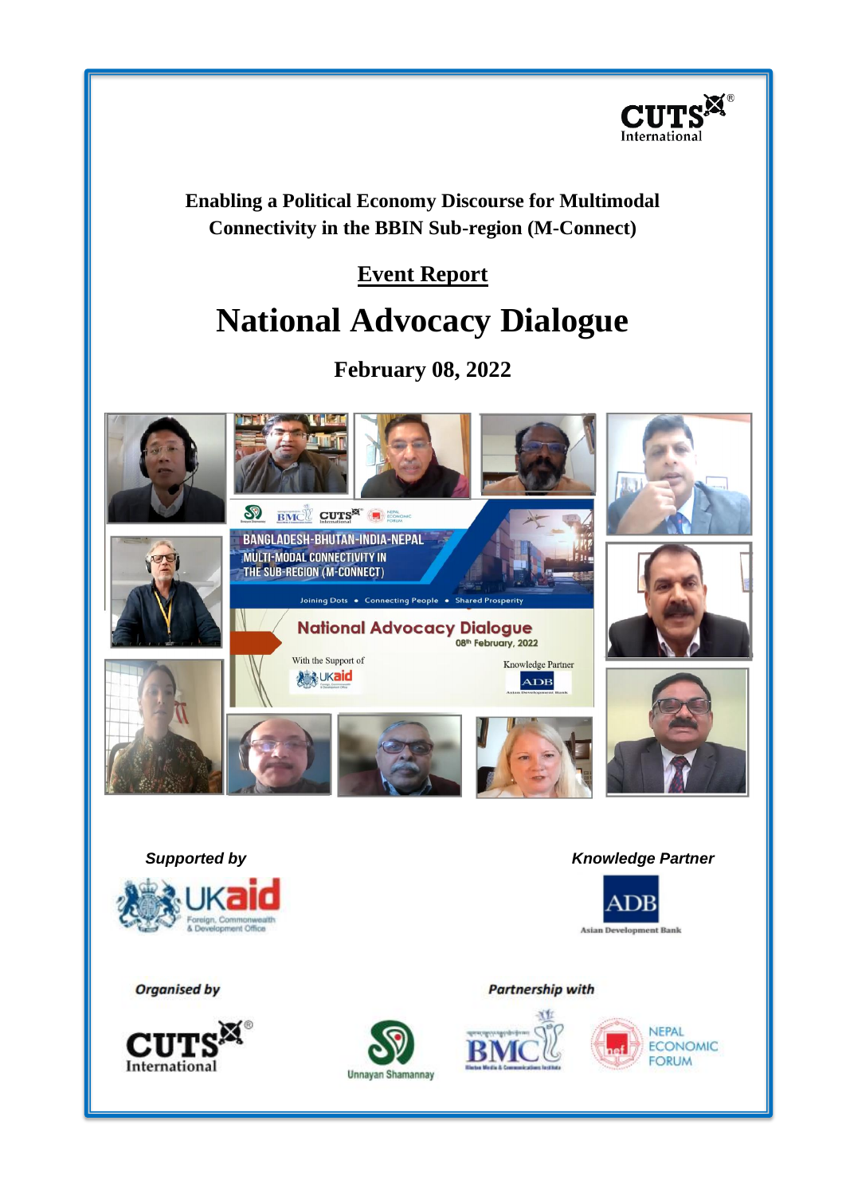**Enabling a Political Economy Discourse for Multimodal Connectivity in the BBIN Sub-region (M-Connect)**

## Event Report

# National Advocacy Dialogue

### February 08, 2022

*Supported by*

UKaid – Foreign, Commonwealth & Development Office

*Knowledge Partner*

ADB – Asian Development Bank

*Organised by*

CUTS International

*Partnership with*

Unnayan Shamannay

BMC – Bhutan Media & Communications Institute

Nepal Economic Forum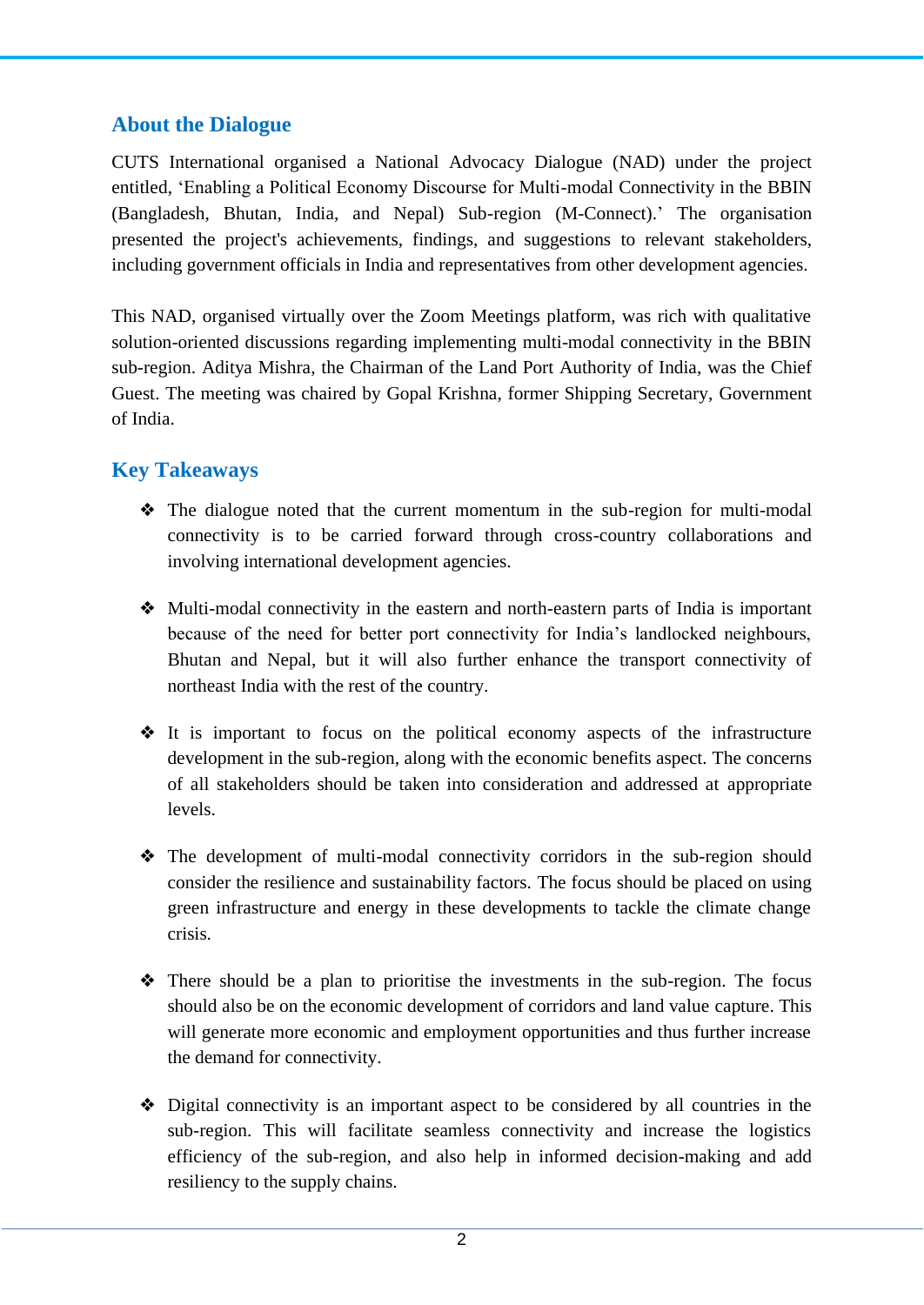## About the Dialogue

CUTS International organised a National Advocacy Dialogue (NAD) under the project entitled, 'Enabling a Political Economy Discourse for Multi-modal Connectivity in the BBIN (Bangladesh, Bhutan, India, and Nepal) Sub-region (M-Connect).' The organisation presented the project's achievements, findings, and suggestions to relevant stakeholders, including government officials in India and representatives from other development agencies.

This NAD, organised virtually over the Zoom Meetings platform, was rich with qualitative solution-oriented discussions regarding implementing multi-modal connectivity in the BBIN sub-region. Aditya Mishra, the Chairman of the Land Port Authority of India, was the Chief Guest. The meeting was chaired by Gopal Krishna, former Shipping Secretary, Government of India.

## Key Takeaways

- The dialogue noted that the current momentum in the sub-region for multi-modal connectivity is to be carried forward through cross-country collaborations and involving international development agencies.
- Multi-modal connectivity in the eastern and north-eastern parts of India is important because of the need for better port connectivity for India's landlocked neighbours, Bhutan and Nepal, but it will also further enhance the transport connectivity of northeast India with the rest of the country.
- It is important to focus on the political economy aspects of the infrastructure development in the sub-region, along with the economic benefits aspect. The concerns of all stakeholders should be taken into consideration and addressed at appropriate levels.
- The development of multi-modal connectivity corridors in the sub-region should consider the resilience and sustainability factors. The focus should be placed on using green infrastructure and energy in these developments to tackle the climate change crisis.
- There should be a plan to prioritise the investments in the sub-region. The focus should also be on the economic development of corridors and land value capture. This will generate more economic and employment opportunities and thus further increase the demand for connectivity.
- Digital connectivity is an important aspect to be considered by all countries in the sub-region. This will facilitate seamless connectivity and increase the logistics efficiency of the sub-region, and also help in informed decision-making and add resiliency to the supply chains.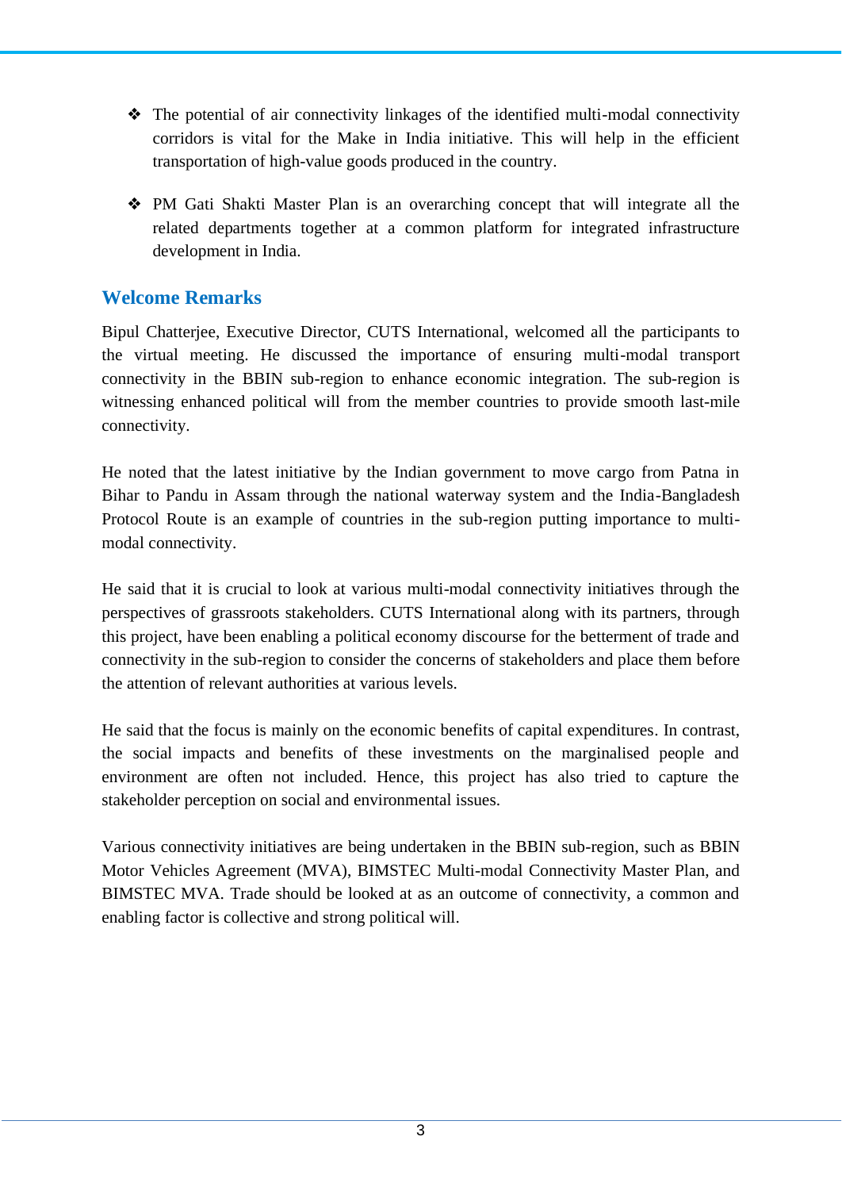- The potential of air connectivity linkages of the identified multi-modal connectivity corridors is vital for the Make in India initiative. This will help in the efficient transportation of high-value goods produced in the country.

- PM Gati Shakti Master Plan is an overarching concept that will integrate all the related departments together at a common platform for integrated infrastructure development in India.

## Welcome Remarks

Bipul Chatterjee, Executive Director, CUTS International, welcomed all the participants to the virtual meeting. He discussed the importance of ensuring multi-modal transport connectivity in the BBIN sub-region to enhance economic integration. The sub-region is witnessing enhanced political will from the member countries to provide smooth last-mile connectivity.

He noted that the latest initiative by the Indian government to move cargo from Patna in Bihar to Pandu in Assam through the national waterway system and the India-Bangladesh Protocol Route is an example of countries in the sub-region putting importance to multi-modal connectivity.

He said that it is crucial to look at various multi-modal connectivity initiatives through the perspectives of grassroots stakeholders. CUTS International along with its partners, through this project, have been enabling a political economy discourse for the betterment of trade and connectivity in the sub-region to consider the concerns of stakeholders and place them before the attention of relevant authorities at various levels.

He said that the focus is mainly on the economic benefits of capital expenditures. In contrast, the social impacts and benefits of these investments on the marginalised people and environment are often not included. Hence, this project has also tried to capture the stakeholder perception on social and environmental issues.

Various connectivity initiatives are being undertaken in the BBIN sub-region, such as BBIN Motor Vehicles Agreement (MVA), BIMSTEC Multi-modal Connectivity Master Plan, and BIMSTEC MVA. Trade should be looked at as an outcome of connectivity, a common and enabling factor is collective and strong political will.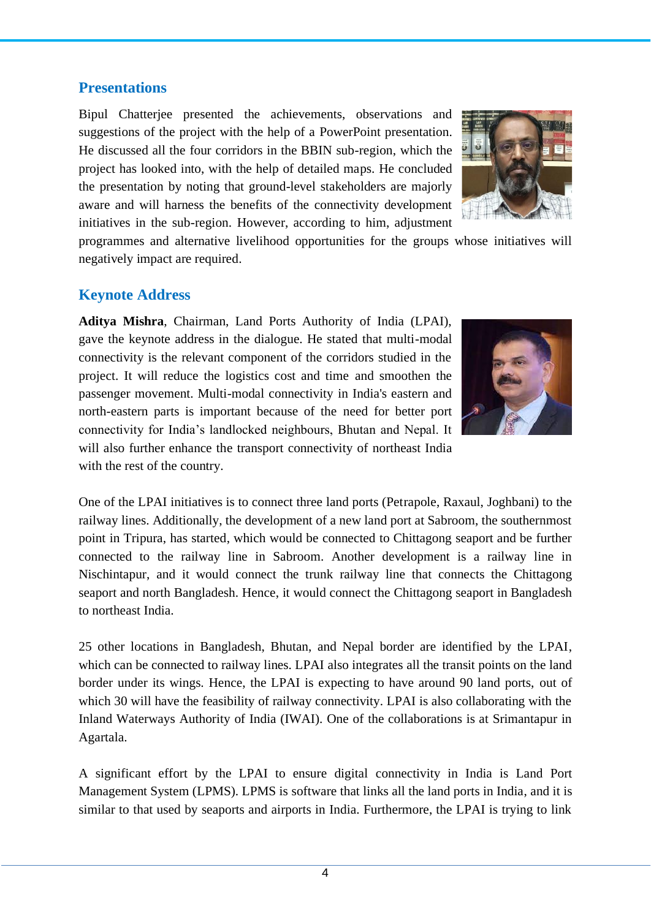## Presentations

Bipul Chatterjee presented the achievements, observations and suggestions of the project with the help of a PowerPoint presentation. He discussed all the four corridors in the BBIN sub-region, which the project has looked into, with the help of detailed maps. He concluded the presentation by noting that ground-level stakeholders are majorly aware and will harness the benefits of the connectivity development initiatives in the sub-region. However, according to him, adjustment programmes and alternative livelihood opportunities for the groups whose initiatives will negatively impact are required.

## Keynote Address

**Aditya Mishra**, Chairman, Land Ports Authority of India (LPAI), gave the keynote address in the dialogue. He stated that multi-modal connectivity is the relevant component of the corridors studied in the project. It will reduce the logistics cost and time and smoothen the passenger movement. Multi-modal connectivity in India's eastern and north-eastern parts is important because of the need for better port connectivity for India's landlocked neighbours, Bhutan and Nepal. It will also further enhance the transport connectivity of northeast India with the rest of the country.

One of the LPAI initiatives is to connect three land ports (Petrapole, Raxaul, Joghbani) to the railway lines. Additionally, the development of a new land port at Sabroom, the southernmost point in Tripura, has started, which would be connected to Chittagong seaport and be further connected to the railway line in Sabroom. Another development is a railway line in Nischintapur, and it would connect the trunk railway line that connects the Chittagong seaport and north Bangladesh. Hence, it would connect the Chittagong seaport in Bangladesh to northeast India.

25 other locations in Bangladesh, Bhutan, and Nepal border are identified by the LPAI, which can be connected to railway lines. LPAI also integrates all the transit points on the land border under its wings. Hence, the LPAI is expecting to have around 90 land ports, out of which 30 will have the feasibility of railway connectivity. LPAI is also collaborating with the Inland Waterways Authority of India (IWAI). One of the collaborations is at Srimantapur in Agartala.

A significant effort by the LPAI to ensure digital connectivity in India is Land Port Management System (LPMS). LPMS is software that links all the land ports in India, and it is similar to that used by seaports and airports in India. Furthermore, the LPAI is trying to link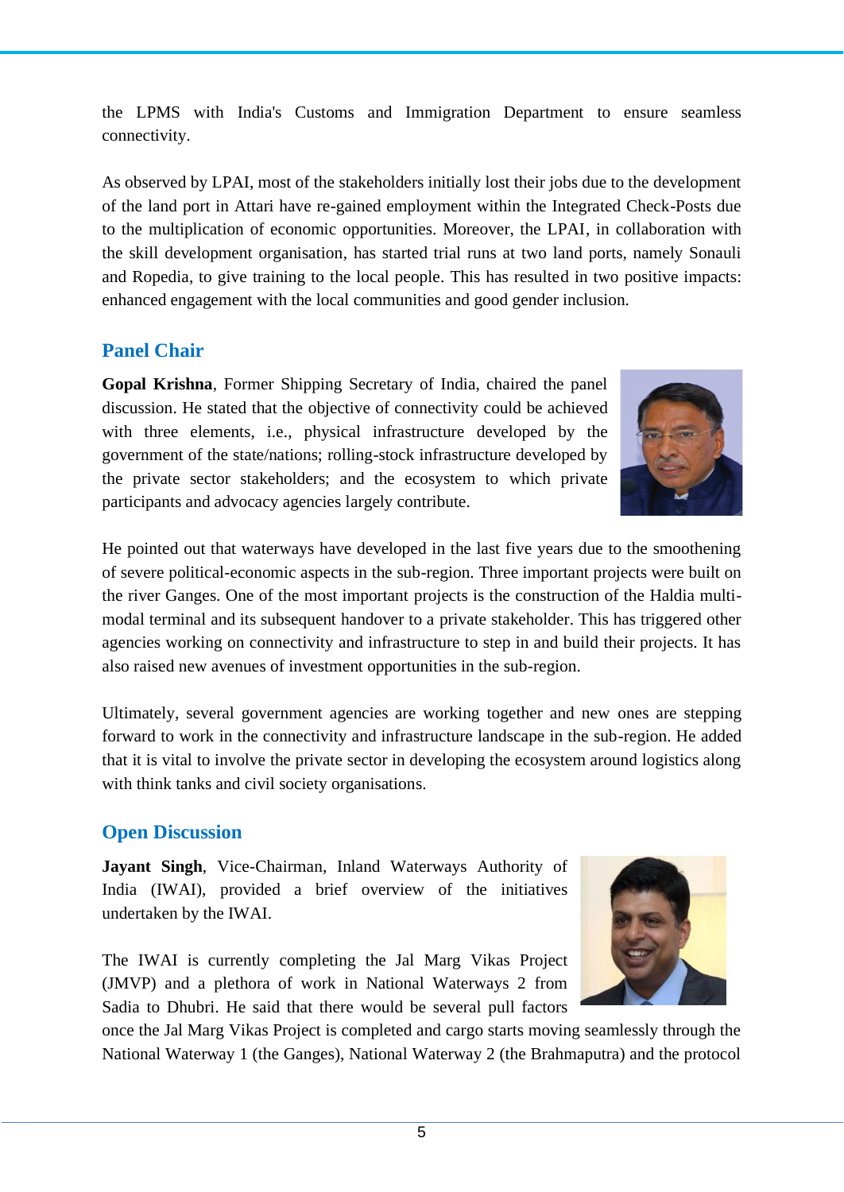the LPMS with India's Customs and Immigration Department to ensure seamless connectivity.

As observed by LPAI, most of the stakeholders initially lost their jobs due to the development of the land port in Attari have re-gained employment within the Integrated Check-Posts due to the multiplication of economic opportunities. Moreover, the LPAI, in collaboration with the skill development organisation, has started trial runs at two land ports, namely Sonauli and Ropedia, to give training to the local people. This has resulted in two positive impacts: enhanced engagement with the local communities and good gender inclusion.

## Panel Chair

**Gopal Krishna**, Former Shipping Secretary of India, chaired the panel discussion. He stated that the objective of connectivity could be achieved with three elements, i.e., physical infrastructure developed by the government of the state/nations; rolling-stock infrastructure developed by the private sector stakeholders; and the ecosystem to which private participants and advocacy agencies largely contribute.

He pointed out that waterways have developed in the last five years due to the smoothening of severe political-economic aspects in the sub-region. Three important projects were built on the river Ganges. One of the most important projects is the construction of the Haldia multi-modal terminal and its subsequent handover to a private stakeholder. This has triggered other agencies working on connectivity and infrastructure to step in and build their projects. It has also raised new avenues of investment opportunities in the sub-region.

Ultimately, several government agencies are working together and new ones are stepping forward to work in the connectivity and infrastructure landscape in the sub-region. He added that it is vital to involve the private sector in developing the ecosystem around logistics along with think tanks and civil society organisations.

## Open Discussion

**Jayant Singh**, Vice-Chairman, Inland Waterways Authority of India (IWAI), provided a brief overview of the initiatives undertaken by the IWAI.

The IWAI is currently completing the Jal Marg Vikas Project (JMVP) and a plethora of work in National Waterways 2 from Sadia to Dhubri. He said that there would be several pull factors once the Jal Marg Vikas Project is completed and cargo starts moving seamlessly through the National Waterway 1 (the Ganges), National Waterway 2 (the Brahmaputra) and the protocol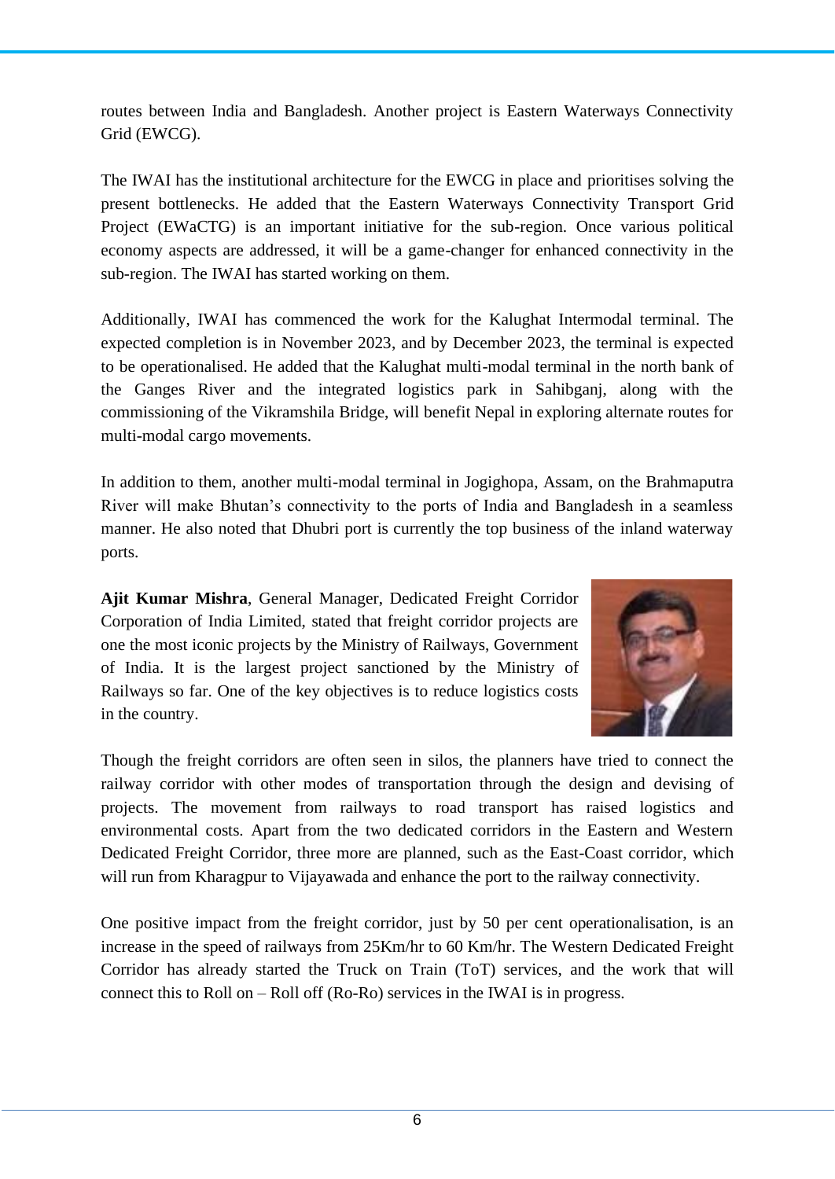routes between India and Bangladesh. Another project is Eastern Waterways Connectivity Grid (EWCG).

The IWAI has the institutional architecture for the EWCG in place and prioritises solving the present bottlenecks. He added that the Eastern Waterways Connectivity Transport Grid Project (EWaCTG) is an important initiative for the sub-region. Once various political economy aspects are addressed, it will be a game-changer for enhanced connectivity in the sub-region. The IWAI has started working on them.

Additionally, IWAI has commenced the work for the Kalughat Intermodal terminal. The expected completion is in November 2023, and by December 2023, the terminal is expected to be operationalised. He added that the Kalughat multi-modal terminal in the north bank of the Ganges River and the integrated logistics park in Sahibganj, along with the commissioning of the Vikramshila Bridge, will benefit Nepal in exploring alternate routes for multi-modal cargo movements.

In addition to them, another multi-modal terminal in Jogighopa, Assam, on the Brahmaputra River will make Bhutan's connectivity to the ports of India and Bangladesh in a seamless manner. He also noted that Dhubri port is currently the top business of the inland waterway ports.

**Ajit Kumar Mishra**, General Manager, Dedicated Freight Corridor Corporation of India Limited, stated that freight corridor projects are one the most iconic projects by the Ministry of Railways, Government of India. It is the largest project sanctioned by the Ministry of Railways so far. One of the key objectives is to reduce logistics costs in the country.

Though the freight corridors are often seen in silos, the planners have tried to connect the railway corridor with other modes of transportation through the design and devising of projects. The movement from railways to road transport has raised logistics and environmental costs. Apart from the two dedicated corridors in the Eastern and Western Dedicated Freight Corridor, three more are planned, such as the East-Coast corridor, which will run from Kharagpur to Vijayawada and enhance the port to the railway connectivity.

One positive impact from the freight corridor, just by 50 per cent operationalisation, is an increase in the speed of railways from 25Km/hr to 60 Km/hr. The Western Dedicated Freight Corridor has already started the Truck on Train (ToT) services, and the work that will connect this to Roll on – Roll off (Ro-Ro) services in the IWAI is in progress.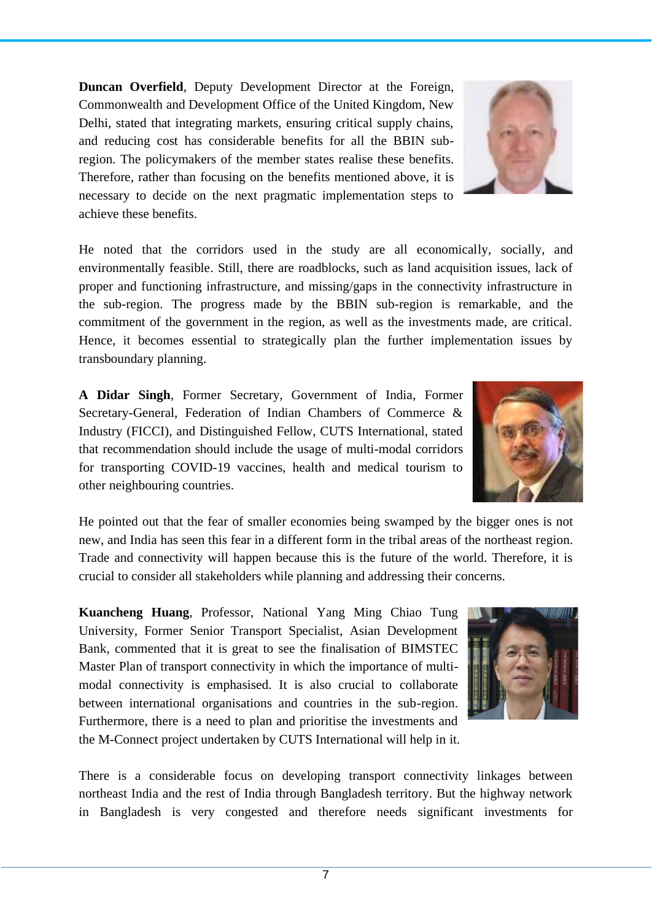**Duncan Overfield**, Deputy Development Director at the Foreign, Commonwealth and Development Office of the United Kingdom, New Delhi, stated that integrating markets, ensuring critical supply chains, and reducing cost has considerable benefits for all the BBIN sub-region. The policymakers of the member states realise these benefits. Therefore, rather than focusing on the benefits mentioned above, it is necessary to decide on the next pragmatic implementation steps to achieve these benefits.

He noted that the corridors used in the study are all economically, socially, and environmentally feasible. Still, there are roadblocks, such as land acquisition issues, lack of proper and functioning infrastructure, and missing/gaps in the connectivity infrastructure in the sub-region. The progress made by the BBIN sub-region is remarkable, and the commitment of the government in the region, as well as the investments made, are critical. Hence, it becomes essential to strategically plan the further implementation issues by transboundary planning.

**A Didar Singh**, Former Secretary, Government of India, Former Secretary-General, Federation of Indian Chambers of Commerce & Industry (FICCI), and Distinguished Fellow, CUTS International, stated that recommendation should include the usage of multi-modal corridors for transporting COVID-19 vaccines, health and medical tourism to other neighbouring countries.

He pointed out that the fear of smaller economies being swamped by the bigger ones is not new, and India has seen this fear in a different form in the tribal areas of the northeast region. Trade and connectivity will happen because this is the future of the world. Therefore, it is crucial to consider all stakeholders while planning and addressing their concerns.

**Kuancheng Huang**, Professor, National Yang Ming Chiao Tung University, Former Senior Transport Specialist, Asian Development Bank, commented that it is great to see the finalisation of BIMSTEC Master Plan of transport connectivity in which the importance of multi-modal connectivity is emphasised. It is also crucial to collaborate between international organisations and countries in the sub-region. Furthermore, there is a need to plan and prioritise the investments and the M-Connect project undertaken by CUTS International will help in it.

There is a considerable focus on developing transport connectivity linkages between northeast India and the rest of India through Bangladesh territory. But the highway network in Bangladesh is very congested and therefore needs significant investments for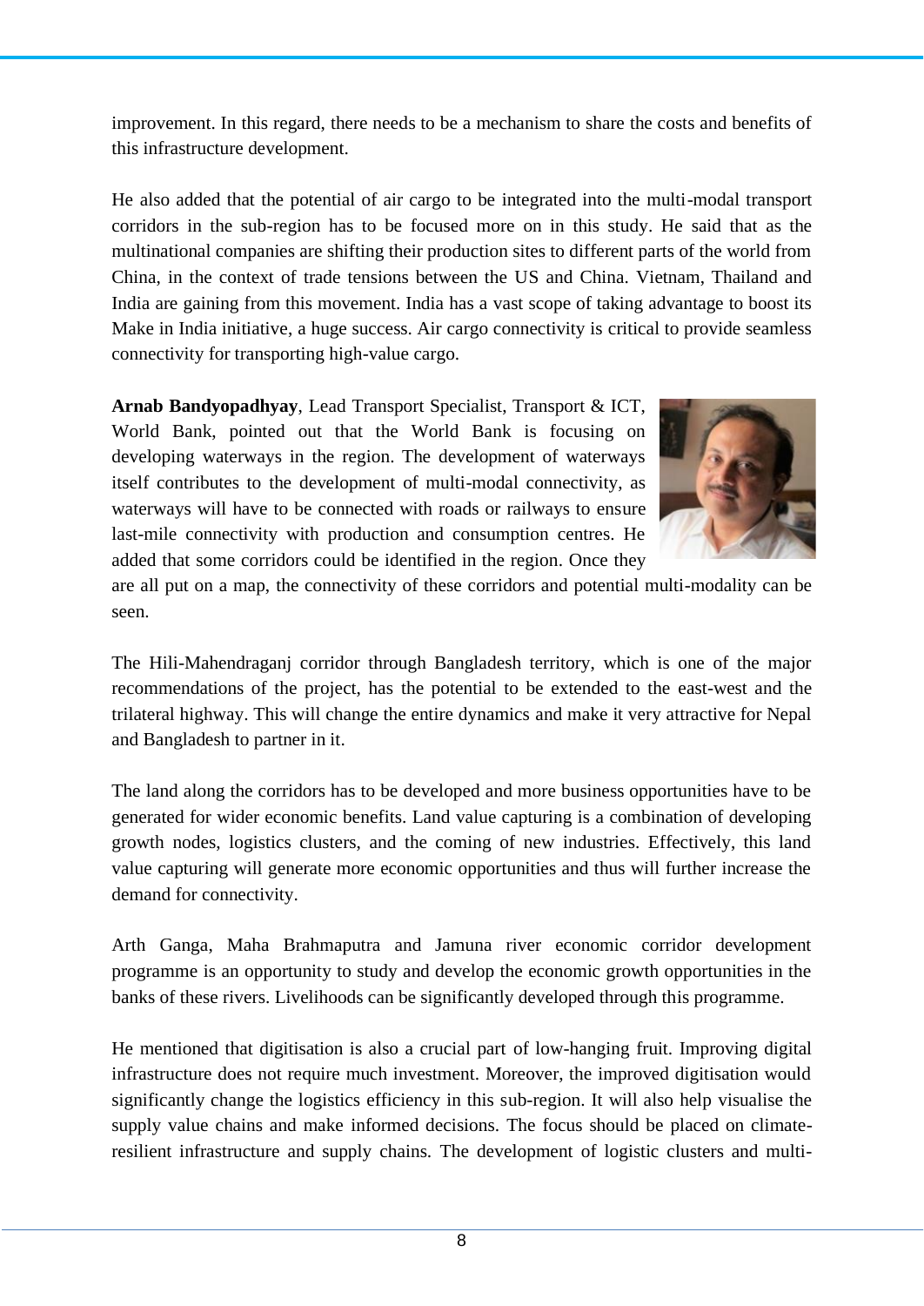improvement. In this regard, there needs to be a mechanism to share the costs and benefits of this infrastructure development.

He also added that the potential of air cargo to be integrated into the multi-modal transport corridors in the sub-region has to be focused more on in this study. He said that as the multinational companies are shifting their production sites to different parts of the world from China, in the context of trade tensions between the US and China. Vietnam, Thailand and India are gaining from this movement. India has a vast scope of taking advantage to boost its Make in India initiative, a huge success. Air cargo connectivity is critical to provide seamless connectivity for transporting high-value cargo.

**Arnab Bandyopadhyay**, Lead Transport Specialist, Transport & ICT, World Bank, pointed out that the World Bank is focusing on developing waterways in the region. The development of waterways itself contributes to the development of multi-modal connectivity, as waterways will have to be connected with roads or railways to ensure last-mile connectivity with production and consumption centres. He added that some corridors could be identified in the region. Once they are all put on a map, the connectivity of these corridors and potential multi-modality can be seen.

The Hili-Mahendraganj corridor through Bangladesh territory, which is one of the major recommendations of the project, has the potential to be extended to the east-west and the trilateral highway. This will change the entire dynamics and make it very attractive for Nepal and Bangladesh to partner in it.

The land along the corridors has to be developed and more business opportunities have to be generated for wider economic benefits. Land value capturing is a combination of developing growth nodes, logistics clusters, and the coming of new industries. Effectively, this land value capturing will generate more economic opportunities and thus will further increase the demand for connectivity.

Arth Ganga, Maha Brahmaputra and Jamuna river economic corridor development programme is an opportunity to study and develop the economic growth opportunities in the banks of these rivers. Livelihoods can be significantly developed through this programme.

He mentioned that digitisation is also a crucial part of low-hanging fruit. Improving digital infrastructure does not require much investment. Moreover, the improved digitisation would significantly change the logistics efficiency in this sub-region. It will also help visualise the supply value chains and make informed decisions. The focus should be placed on climate-resilient infrastructure and supply chains. The development of logistic clusters and multi-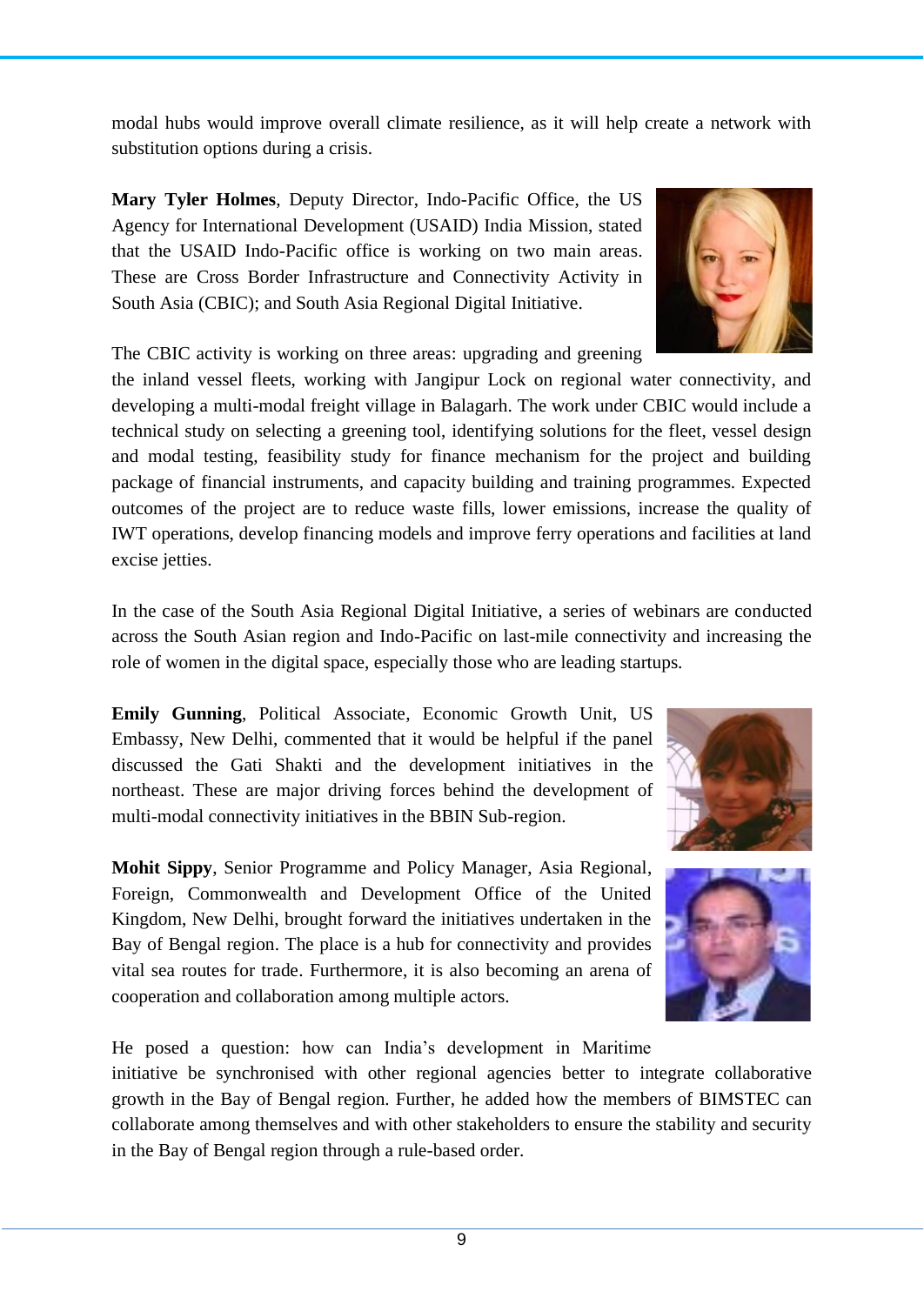modal hubs would improve overall climate resilience, as it will help create a network with substitution options during a crisis.

**Mary Tyler Holmes**, Deputy Director, Indo-Pacific Office, the US Agency for International Development (USAID) India Mission, stated that the USAID Indo-Pacific office is working on two main areas. These are Cross Border Infrastructure and Connectivity Activity in South Asia (CBIC); and South Asia Regional Digital Initiative.

The CBIC activity is working on three areas: upgrading and greening the inland vessel fleets, working with Jangipur Lock on regional water connectivity, and developing a multi-modal freight village in Balagarh. The work under CBIC would include a technical study on selecting a greening tool, identifying solutions for the fleet, vessel design and modal testing, feasibility study for finance mechanism for the project and building package of financial instruments, and capacity building and training programmes. Expected outcomes of the project are to reduce waste fills, lower emissions, increase the quality of IWT operations, develop financing models and improve ferry operations and facilities at land excise jetties.

In the case of the South Asia Regional Digital Initiative, a series of webinars are conducted across the South Asian region and Indo-Pacific on last-mile connectivity and increasing the role of women in the digital space, especially those who are leading startups.

**Emily Gunning**, Political Associate, Economic Growth Unit, US Embassy, New Delhi, commented that it would be helpful if the panel discussed the Gati Shakti and the development initiatives in the northeast. These are major driving forces behind the development of multi-modal connectivity initiatives in the BBIN Sub-region.

**Mohit Sippy**, Senior Programme and Policy Manager, Asia Regional, Foreign, Commonwealth and Development Office of the United Kingdom, New Delhi, brought forward the initiatives undertaken in the Bay of Bengal region. The place is a hub for connectivity and provides vital sea routes for trade. Furthermore, it is also becoming an arena of cooperation and collaboration among multiple actors.

He posed a question: how can India's development in Maritime initiative be synchronised with other regional agencies better to integrate collaborative growth in the Bay of Bengal region. Further, he added how the members of BIMSTEC can collaborate among themselves and with other stakeholders to ensure the stability and security in the Bay of Bengal region through a rule-based order.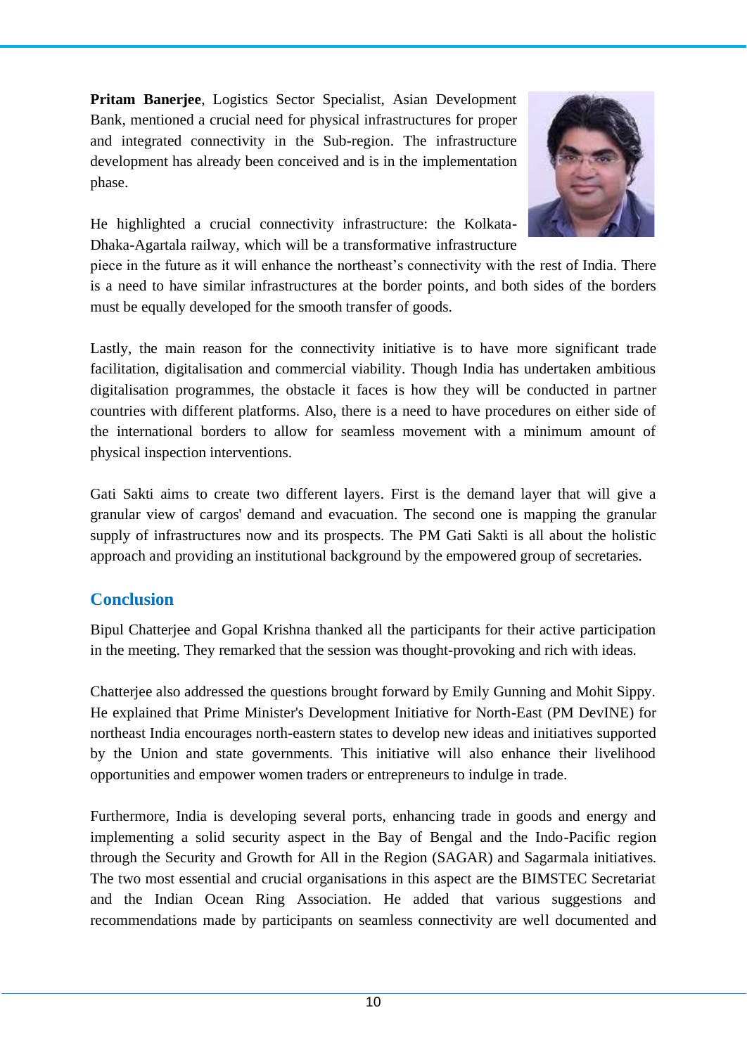**Pritam Banerjee**, Logistics Sector Specialist, Asian Development Bank, mentioned a crucial need for physical infrastructures for proper and integrated connectivity in the Sub-region. The infrastructure development has already been conceived and is in the implementation phase.

He highlighted a crucial connectivity infrastructure: the Kolkata-Dhaka-Agartala railway, which will be a transformative infrastructure piece in the future as it will enhance the northeast's connectivity with the rest of India. There is a need to have similar infrastructures at the border points, and both sides of the borders must be equally developed for the smooth transfer of goods.

Lastly, the main reason for the connectivity initiative is to have more significant trade facilitation, digitalisation and commercial viability. Though India has undertaken ambitious digitalisation programmes, the obstacle it faces is how they will be conducted in partner countries with different platforms. Also, there is a need to have procedures on either side of the international borders to allow for seamless movement with a minimum amount of physical inspection interventions.

Gati Sakti aims to create two different layers. First is the demand layer that will give a granular view of cargos' demand and evacuation. The second one is mapping the granular supply of infrastructures now and its prospects. The PM Gati Sakti is all about the holistic approach and providing an institutional background by the empowered group of secretaries.

## Conclusion

Bipul Chatterjee and Gopal Krishna thanked all the participants for their active participation in the meeting. They remarked that the session was thought-provoking and rich with ideas.

Chatterjee also addressed the questions brought forward by Emily Gunning and Mohit Sippy. He explained that Prime Minister's Development Initiative for North-East (PM DevINE) for northeast India encourages north-eastern states to develop new ideas and initiatives supported by the Union and state governments. This initiative will also enhance their livelihood opportunities and empower women traders or entrepreneurs to indulge in trade.

Furthermore, India is developing several ports, enhancing trade in goods and energy and implementing a solid security aspect in the Bay of Bengal and the Indo-Pacific region through the Security and Growth for All in the Region (SAGAR) and Sagarmala initiatives. The two most essential and crucial organisations in this aspect are the BIMSTEC Secretariat and the Indian Ocean Ring Association. He added that various suggestions and recommendations made by participants on seamless connectivity are well documented and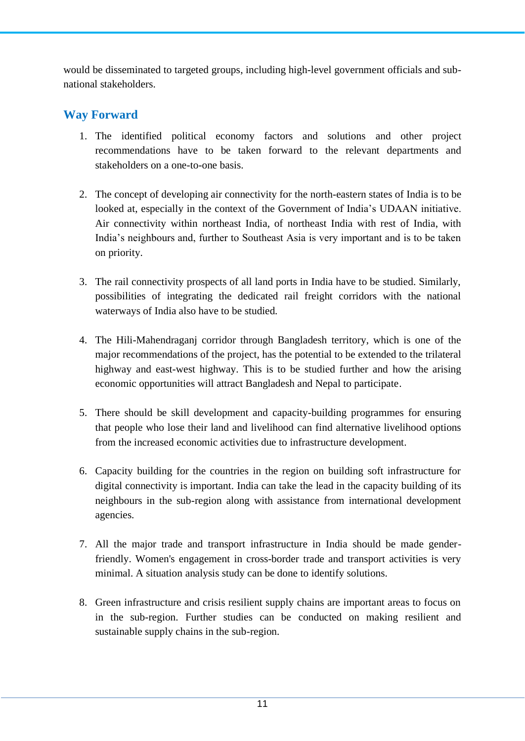would be disseminated to targeted groups, including high-level government officials and sub-national stakeholders.

## Way Forward

1. The identified political economy factors and solutions and other project recommendations have to be taken forward to the relevant departments and stakeholders on a one-to-one basis.

2. The concept of developing air connectivity for the north-eastern states of India is to be looked at, especially in the context of the Government of India's UDAAN initiative. Air connectivity within northeast India, of northeast India with rest of India, with India's neighbours and, further to Southeast Asia is very important and is to be taken on priority.

3. The rail connectivity prospects of all land ports in India have to be studied. Similarly, possibilities of integrating the dedicated rail freight corridors with the national waterways of India also have to be studied.

4. The Hili-Mahendraganj corridor through Bangladesh territory, which is one of the major recommendations of the project, has the potential to be extended to the trilateral highway and east-west highway. This is to be studied further and how the arising economic opportunities will attract Bangladesh and Nepal to participate.

5. There should be skill development and capacity-building programmes for ensuring that people who lose their land and livelihood can find alternative livelihood options from the increased economic activities due to infrastructure development.

6. Capacity building for the countries in the region on building soft infrastructure for digital connectivity is important. India can take the lead in the capacity building of its neighbours in the sub-region along with assistance from international development agencies.

7. All the major trade and transport infrastructure in India should be made gender-friendly. Women's engagement in cross-border trade and transport activities is very minimal. A situation analysis study can be done to identify solutions.

8. Green infrastructure and crisis resilient supply chains are important areas to focus on in the sub-region. Further studies can be conducted on making resilient and sustainable supply chains in the sub-region.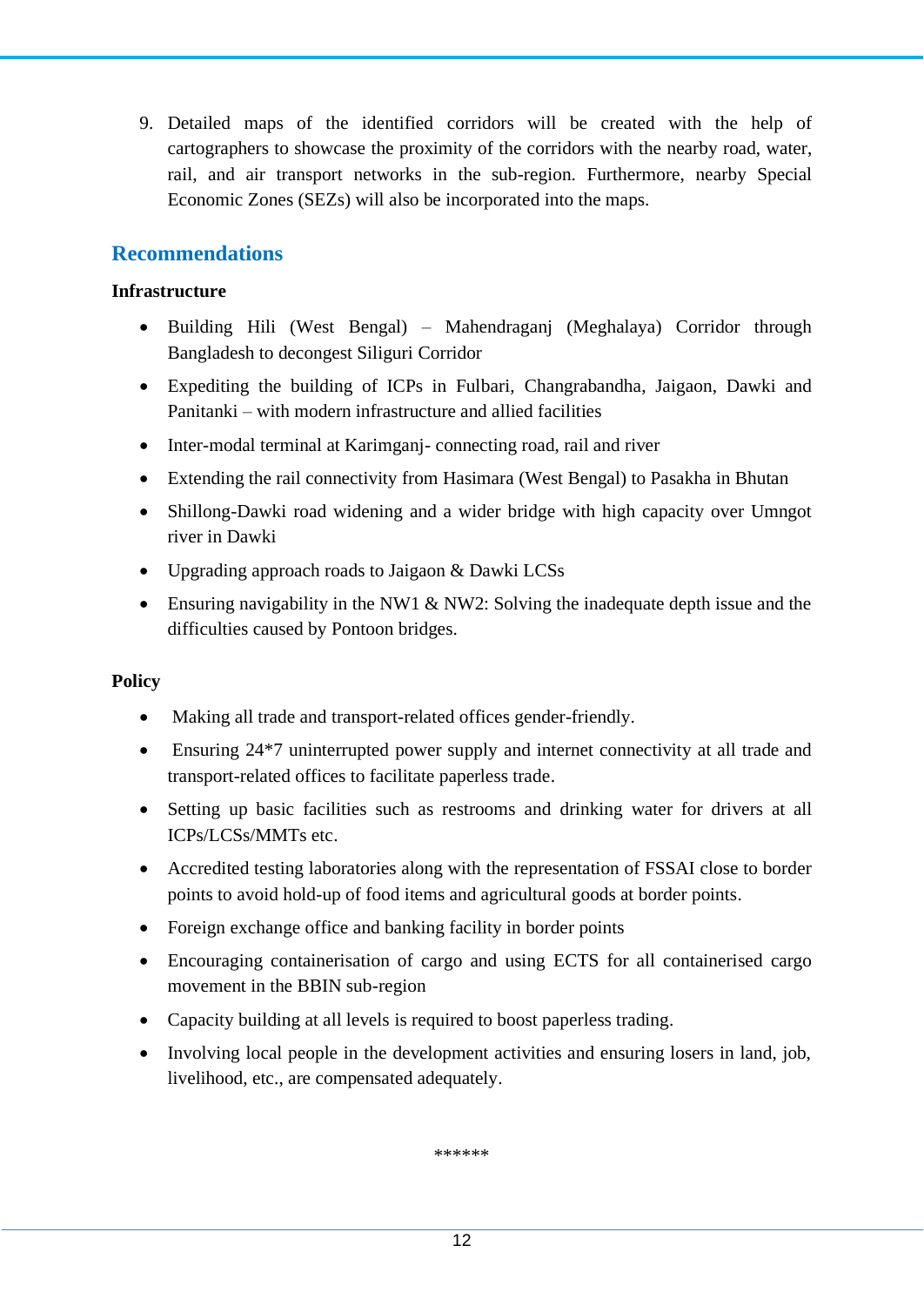9. Detailed maps of the identified corridors will be created with the help of cartographers to showcase the proximity of the corridors with the nearby road, water, rail, and air transport networks in the sub-region. Furthermore, nearby Special Economic Zones (SEZs) will also be incorporated into the maps.

## Recommendations

**Infrastructure**

- Building Hili (West Bengal) – Mahendraganj (Meghalaya) Corridor through Bangladesh to decongest Siliguri Corridor
- Expediting the building of ICPs in Fulbari, Changrabandha, Jaigaon, Dawki and Panitanki – with modern infrastructure and allied facilities
- Inter-modal terminal at Karimganj- connecting road, rail and river
- Extending the rail connectivity from Hasimara (West Bengal) to Pasakha in Bhutan
- Shillong-Dawki road widening and a wider bridge with high capacity over Umngot river in Dawki
- Upgrading approach roads to Jaigaon & Dawki LCSs
- Ensuring navigability in the NW1 & NW2: Solving the inadequate depth issue and the difficulties caused by Pontoon bridges.

**Policy**

- Making all trade and transport-related offices gender-friendly.
- Ensuring 24*7 uninterrupted power supply and internet connectivity at all trade and transport-related offices to facilitate paperless trade.
- Setting up basic facilities such as restrooms and drinking water for drivers at all ICPs/LCSs/MMTs etc.
- Accredited testing laboratories along with the representation of FSSAI close to border points to avoid hold-up of food items and agricultural goods at border points.
- Foreign exchange office and banking facility in border points
- Encouraging containerisation of cargo and using ECTS for all containerised cargo movement in the BBIN sub-region
- Capacity building at all levels is required to boost paperless trading.
- Involving local people in the development activities and ensuring losers in land, job, livelihood, etc., are compensated adequately.

******